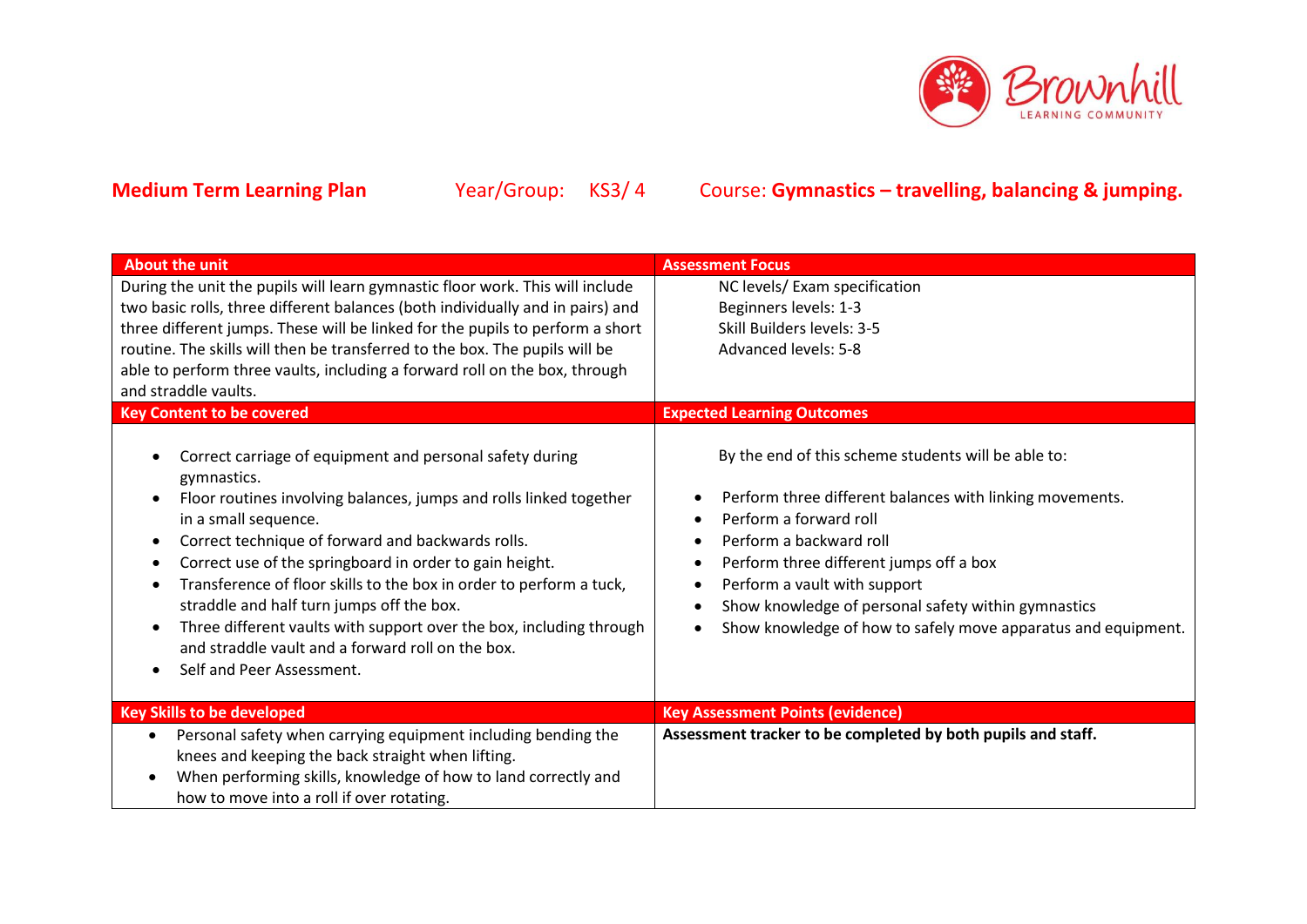Brownhill LEARNING COMMUNITY

**Medium Term Learning Plan** Year/Group: KS3/ 4 Course: **Gymnastics – travelling, balancing & jumping.**

| About the unit | Assessment Focus |
|---|---|
| During the unit the pupils will learn gymnastic floor work. This will include two basic rolls, three different balances (both individually and in pairs) and three different jumps. These will be linked for the pupils to perform a short routine. The skills will then be transferred to the box. The pupils will be able to perform three vaults, including a forward roll on the box, through and straddle vaults. | NC levels/ Exam specification<br>Beginners levels: 1-3<br>Skill Builders levels: 3-5<br>Advanced levels: 5-8 |
| **Key Content to be covered** | **Expected Learning Outcomes** |
| • Correct carriage of equipment and personal safety during gymnastics.<br>• Floor routines involving balances, jumps and rolls linked together in a small sequence.<br>• Correct technique of forward and backwards rolls.<br>• Correct use of the springboard in order to gain height.<br>• Transference of floor skills to the box in order to perform a tuck, straddle and half turn jumps off the box.<br>• Three different vaults with support over the box, including through and straddle vault and a forward roll on the box.<br>• Self and Peer Assessment. | By the end of this scheme students will be able to:<br>• Perform three different balances with linking movements.<br>• Perform a forward roll<br>• Perform a backward roll<br>• Perform three different jumps off a box<br>• Perform a vault with support<br>• Show knowledge of personal safety within gymnastics<br>• Show knowledge of how to safely move apparatus and equipment. |
| **Key Skills to be developed** | **Key Assessment Points (evidence)** |
| • Personal safety when carrying equipment including bending the knees and keeping the back straight when lifting.<br>• When performing skills, knowledge of how to land correctly and how to move into a roll if over rotating. | **Assessment tracker to be completed by both pupils and staff.** |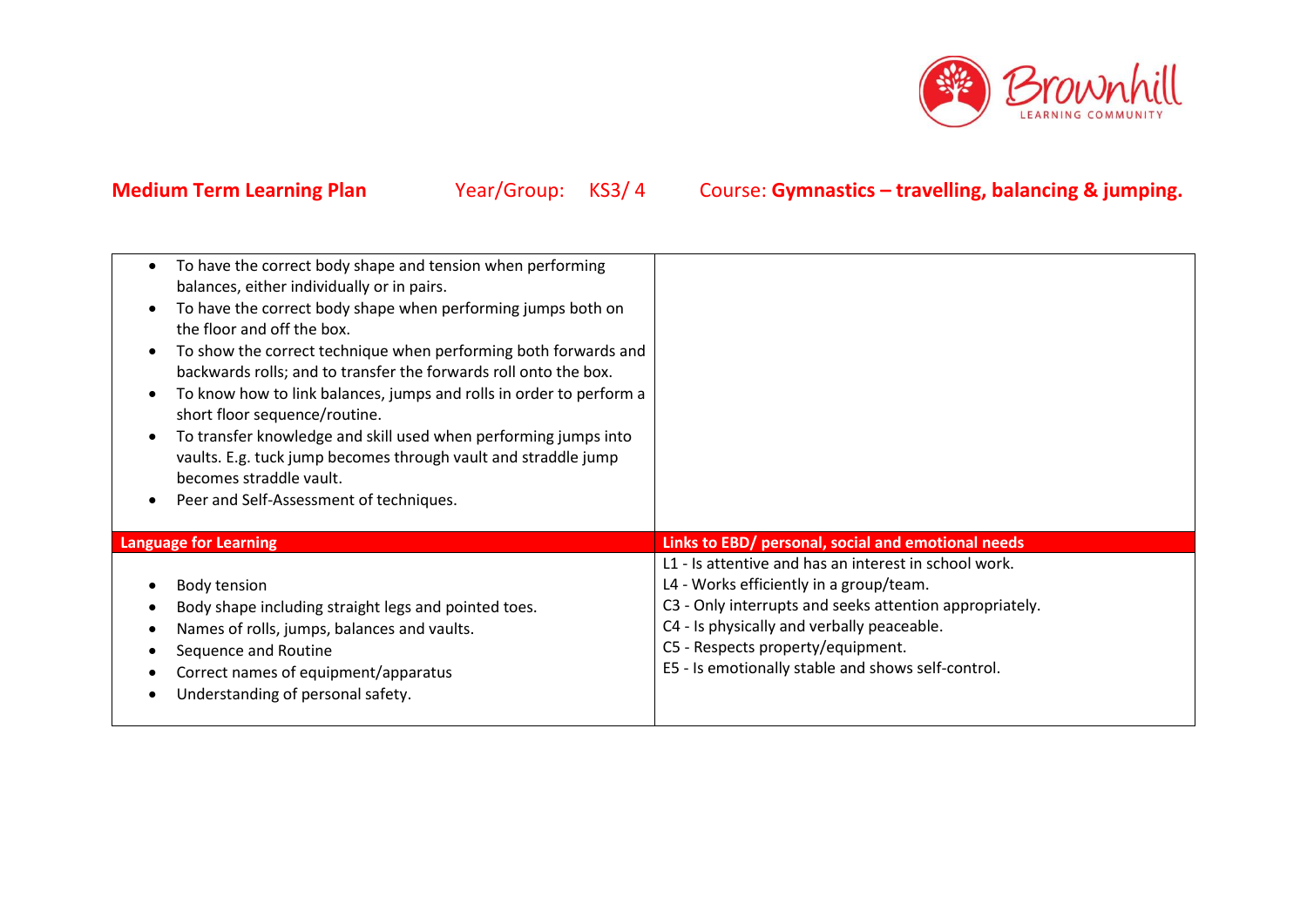**Medium Term Learning Plan** Year/Group: KS3/ 4 Course: **Gymnastics – travelling, balancing & jumping.**

| | |
|---|---|
| • To have the correct body shape and tension when performing balances, either individually or in pairs.<br>• To have the correct body shape when performing jumps both on the floor and off the box.<br>• To show the correct technique when performing both forwards and backwards rolls; and to transfer the forwards roll onto the box.<br>• To know how to link balances, jumps and rolls in order to perform a short floor sequence/routine.<br>• To transfer knowledge and skill used when performing jumps into vaults. E.g. tuck jump becomes through vault and straddle jump becomes straddle vault.<br>• Peer and Self-Assessment of techniques. | |
| **Language for Learning** | **Links to EBD/ personal, social and emotional needs** |
| • Body tension<br>• Body shape including straight legs and pointed toes.<br>• Names of rolls, jumps, balances and vaults.<br>• Sequence and Routine<br>• Correct names of equipment/apparatus<br>• Understanding of personal safety. | L1 - Is attentive and has an interest in school work.<br>L4 - Works efficiently in a group/team.<br>C3 - Only interrupts and seeks attention appropriately.<br>C4 - Is physically and verbally peaceable.<br>C5 - Respects property/equipment.<br>E5 - Is emotionally stable and shows self-control. |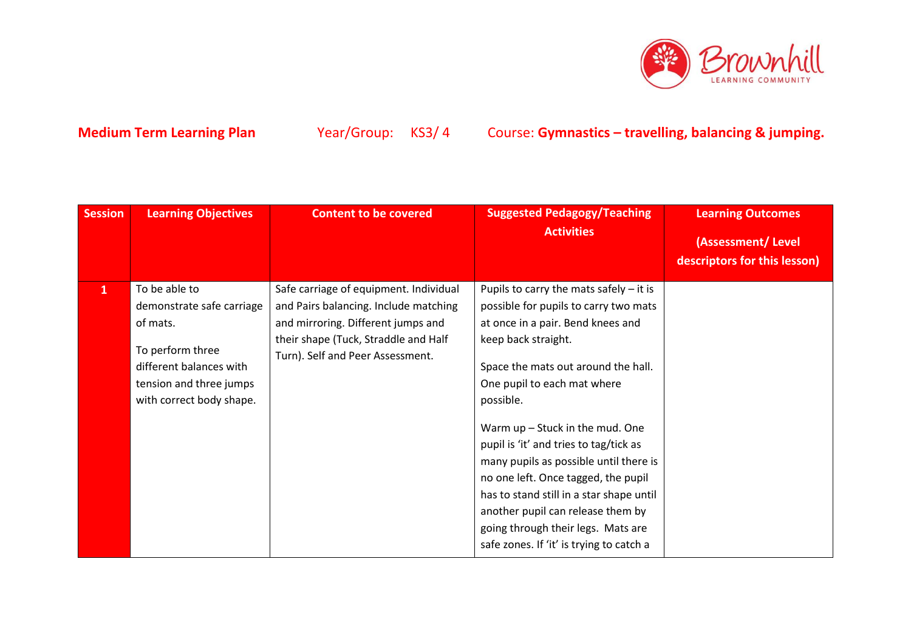**Medium Term Learning Plan** Year/Group: KS3/ 4 Course: **Gymnastics – travelling, balancing & jumping.**

| Session | Learning Objectives | Content to be covered | Suggested Pedagogy/Teaching Activities | Learning Outcomes (Assessment/ Level descriptors for this lesson) |
|---|---|---|---|---|
| 1 | To be able to demonstrate safe carriage of mats.<br><br>To perform three different balances with tension and three jumps with correct body shape. | Safe carriage of equipment. Individual and Pairs balancing. Include matching and mirroring. Different jumps and their shape (Tuck, Straddle and Half Turn). Self and Peer Assessment. | Pupils to carry the mats safely – it is possible for pupils to carry two mats at once in a pair. Bend knees and keep back straight.<br><br>Space the mats out around the hall. One pupil to each mat where possible.<br><br>Warm up – Stuck in the mud. One pupil is 'it' and tries to tag/tick as many pupils as possible until there is no one left. Once tagged, the pupil has to stand still in a star shape until another pupil can release them by going through their legs. Mats are safe zones. If 'it' is trying to catch a | |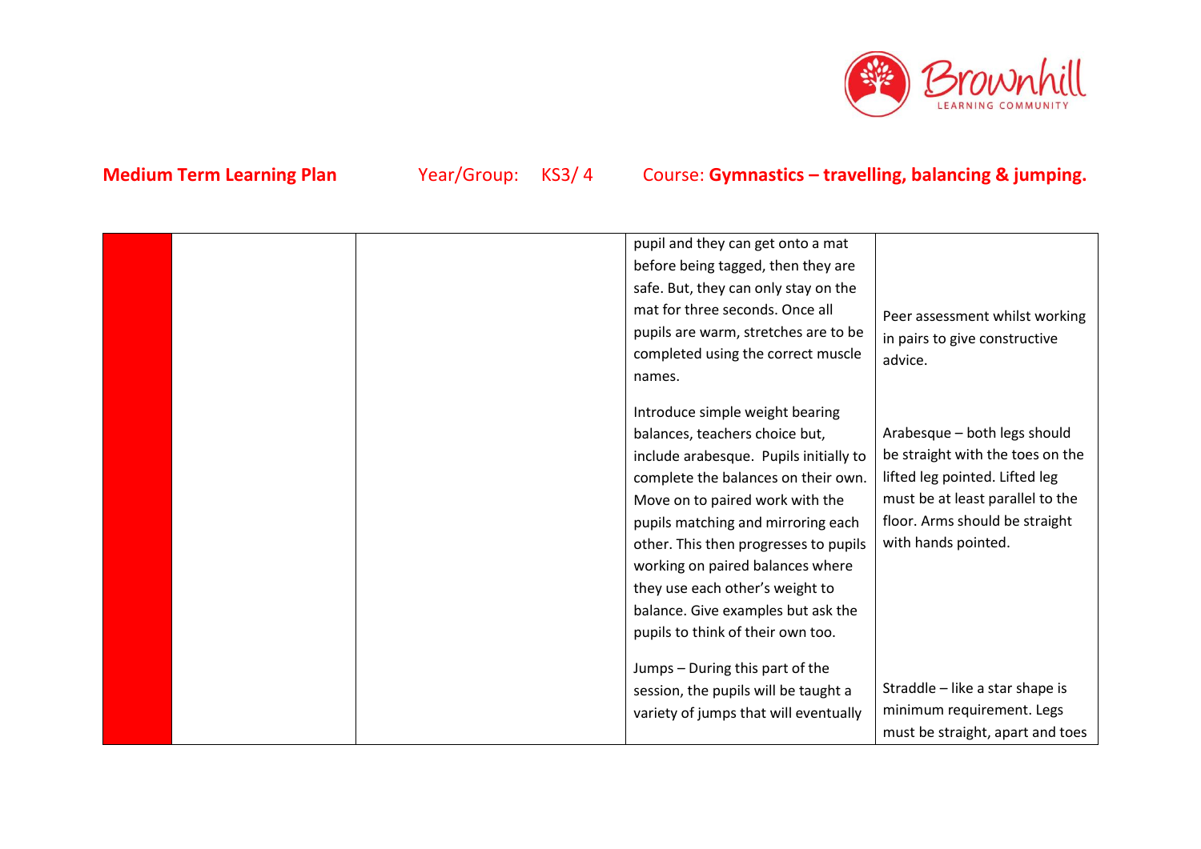**Medium Term Learning Plan** Year/Group: KS3/ 4 Course: **Gymnastics – travelling, balancing & jumping.**

| | | | | |
|---|---|---|---|---|
| | | | pupil and they can get onto a mat before being tagged, then they are safe. But, they can only stay on the mat for three seconds. Once all pupils are warm, stretches are to be completed using the correct muscle names.<br><br>Introduce simple weight bearing balances, teachers choice but, include arabesque. Pupils initially to complete the balances on their own. Move on to paired work with the pupils matching and mirroring each other. This then progresses to pupils working on paired balances where they use each other's weight to balance. Give examples but ask the pupils to think of their own too.<br><br>Jumps – During this part of the session, the pupils will be taught a variety of jumps that will eventually | Peer assessment whilst working in pairs to give constructive advice.<br><br>Arabesque – both legs should be straight with the toes on the lifted leg pointed. Lifted leg must be at least parallel to the floor. Arms should be straight with hands pointed.<br><br>Straddle – like a star shape is minimum requirement. Legs must be straight, apart and toes |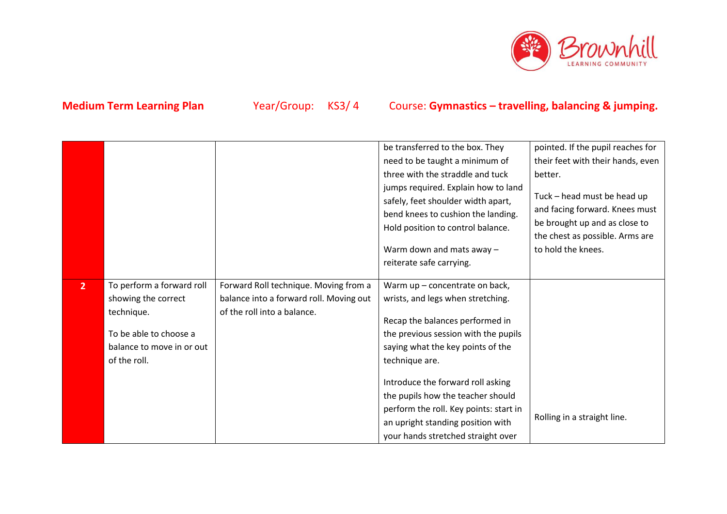**Medium Term Learning Plan** Year/Group: KS3/ 4 Course: **Gymnastics – travelling, balancing & jumping.**

| | | | | |
|---|---|---|---|---|
| | | | be transferred to the box. They need to be taught a minimum of three with the straddle and tuck jumps required. Explain how to land safely, feet shoulder width apart, bend knees to cushion the landing. Hold position to control balance.<br><br>Warm down and mats away – reiterate safe carrying. | pointed. If the pupil reaches for their feet with their hands, even better.<br><br>Tuck – head must be head up and facing forward. Knees must be brought up and as close to the chest as possible. Arms are to hold the knees. |
| **2** | To perform a forward roll showing the correct technique.<br><br>To be able to choose a balance to move in or out of the roll. | Forward Roll technique. Moving from a balance into a forward roll. Moving out of the roll into a balance. | Warm up – concentrate on back, wrists, and legs when stretching.<br><br>Recap the balances performed in the previous session with the pupils saying what the key points of the technique are.<br><br>Introduce the forward roll asking the pupils how the teacher should perform the roll. Key points: start in an upright standing position with your hands stretched straight over | Rolling in a straight line. |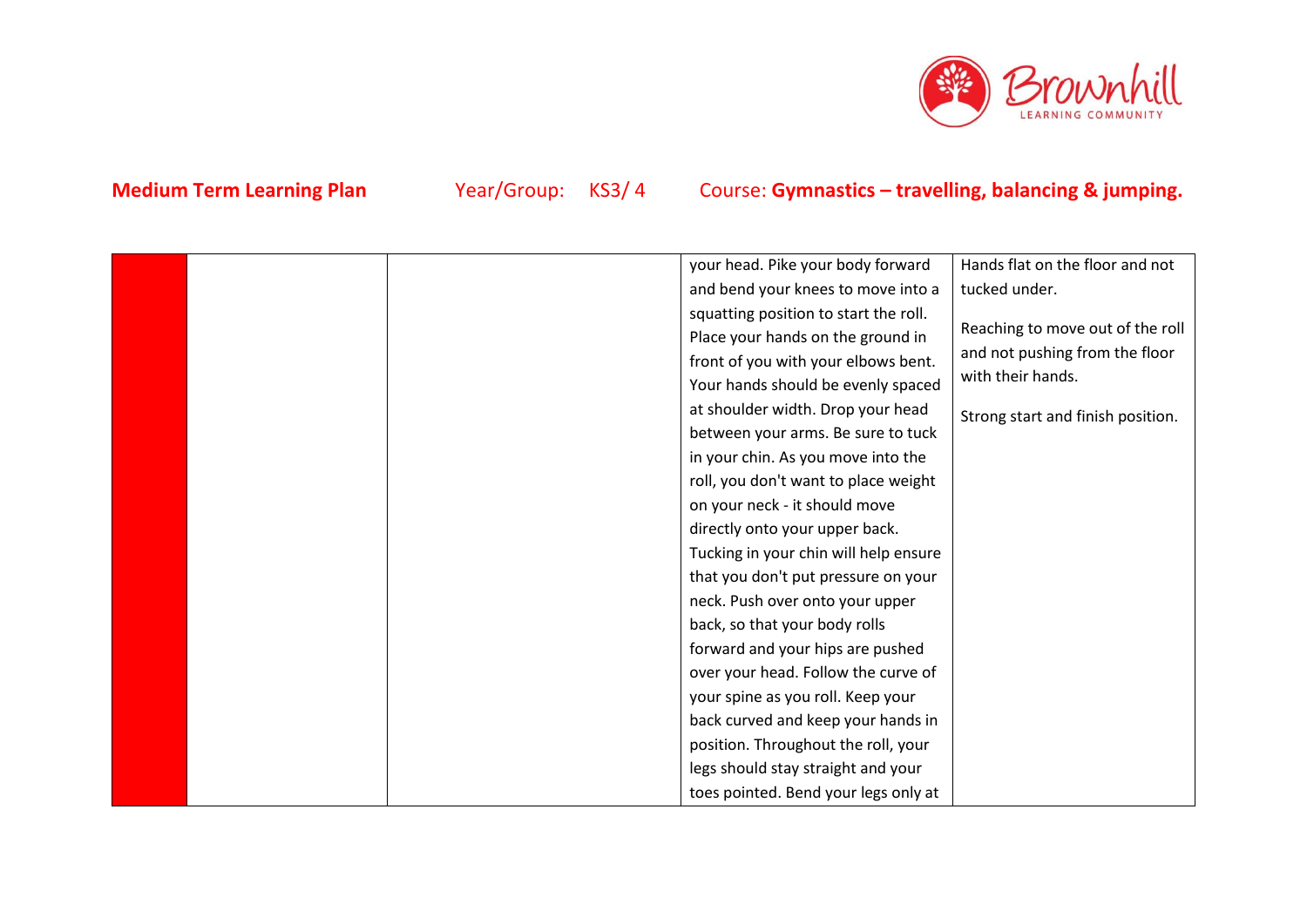**Medium Term Learning Plan** Year/Group: KS3/ 4 Course: **Gymnastics – travelling, balancing & jumping.**

| | | | | |
|---|---|---|---|---|
| | | | your head. Pike your body forward and bend your knees to move into a squatting position to start the roll. Place your hands on the ground in front of you with your elbows bent. Your hands should be evenly spaced at shoulder width. Drop your head between your arms. Be sure to tuck in your chin. As you move into the roll, you don't want to place weight on your neck - it should move directly onto your upper back. Tucking in your chin will help ensure that you don't put pressure on your neck. Push over onto your upper back, so that your body rolls forward and your hips are pushed over your head. Follow the curve of your spine as you roll. Keep your back curved and keep your hands in position. Throughout the roll, your legs should stay straight and your toes pointed. Bend your legs only at | Hands flat on the floor and not tucked under.<br><br>Reaching to move out of the roll and not pushing from the floor with their hands.<br><br>Strong start and finish position. |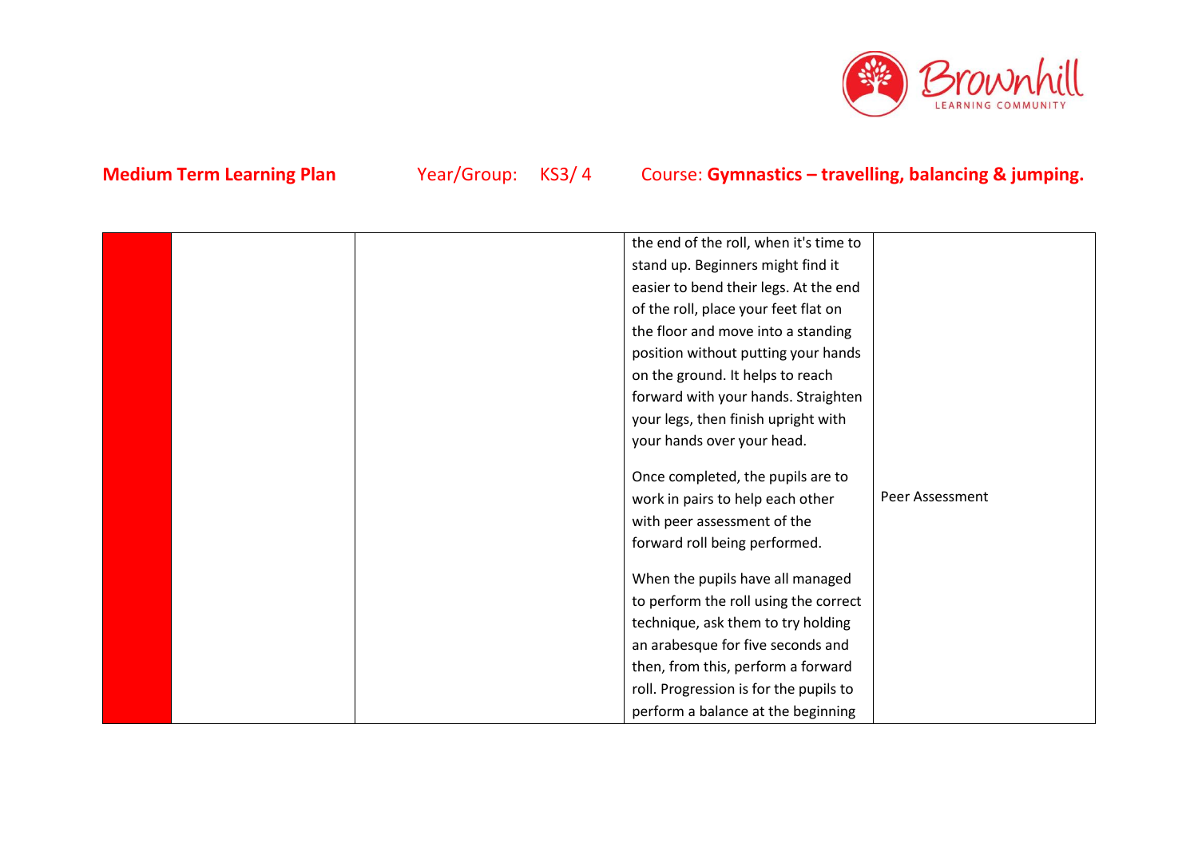**Medium Term Learning Plan** Year/Group: KS3/ 4 Course: **Gymnastics – travelling, balancing & jumping.**

| | | | | |
|---|---|---|---|---|
| | | | the end of the roll, when it's time to stand up. Beginners might find it easier to bend their legs. At the end of the roll, place your feet flat on the floor and move into a standing position without putting your hands on the ground. It helps to reach forward with your hands. Straighten your legs, then finish upright with your hands over your head.<br><br>Once completed, the pupils are to work in pairs to help each other with peer assessment of the forward roll being performed.<br><br>When the pupils have all managed to perform the roll using the correct technique, ask them to try holding an arabesque for five seconds and then, from this, perform a forward roll. Progression is for the pupils to perform a balance at the beginning | Peer Assessment |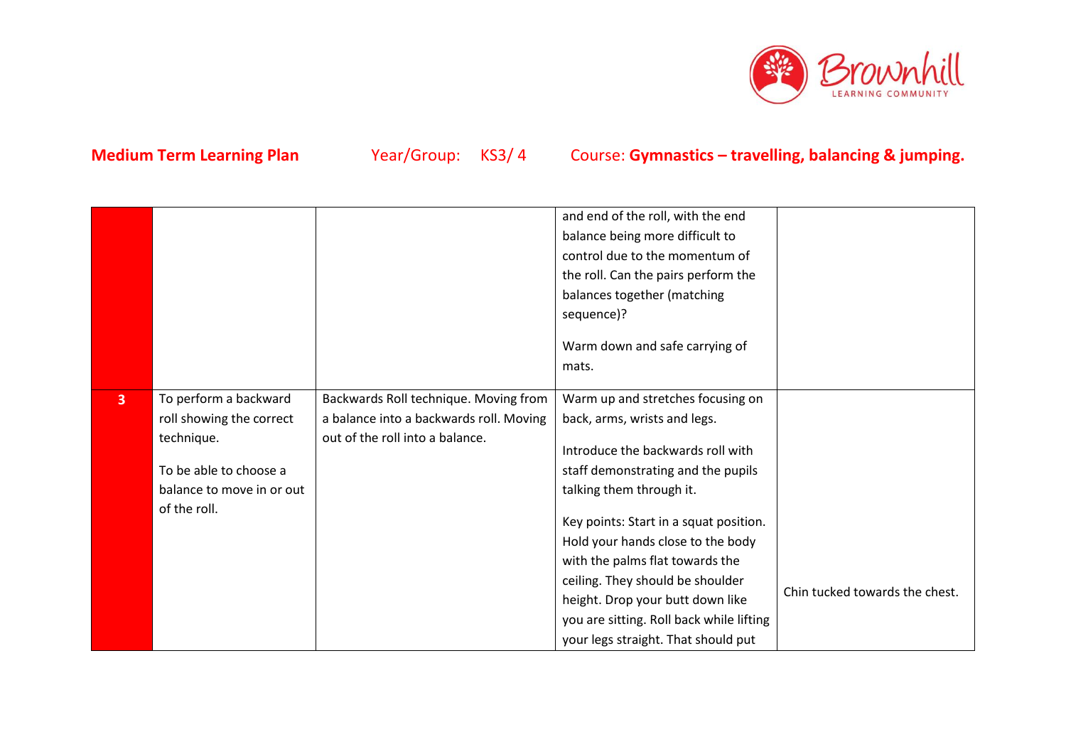**Medium Term Learning Plan** Year/Group: KS3/ 4 Course: **Gymnastics – travelling, balancing & jumping.**

| | | | | |
|---|---|---|---|---|
| | | | and end of the roll, with the end balance being more difficult to control due to the momentum of the roll. Can the pairs perform the balances together (matching sequence)?<br><br>Warm down and safe carrying of mats. | |
| **3** | To perform a backward roll showing the correct technique.<br><br>To be able to choose a balance to move in or out of the roll. | Backwards Roll technique. Moving from a balance into a backwards roll. Moving out of the roll into a balance. | Warm up and stretches focusing on back, arms, wrists and legs.<br><br>Introduce the backwards roll with staff demonstrating and the pupils talking them through it.<br><br>Key points: Start in a squat position. Hold your hands close to the body with the palms flat towards the ceiling. They should be shoulder height. Drop your butt down like you are sitting. Roll back while lifting your legs straight. That should put | Chin tucked towards the chest. |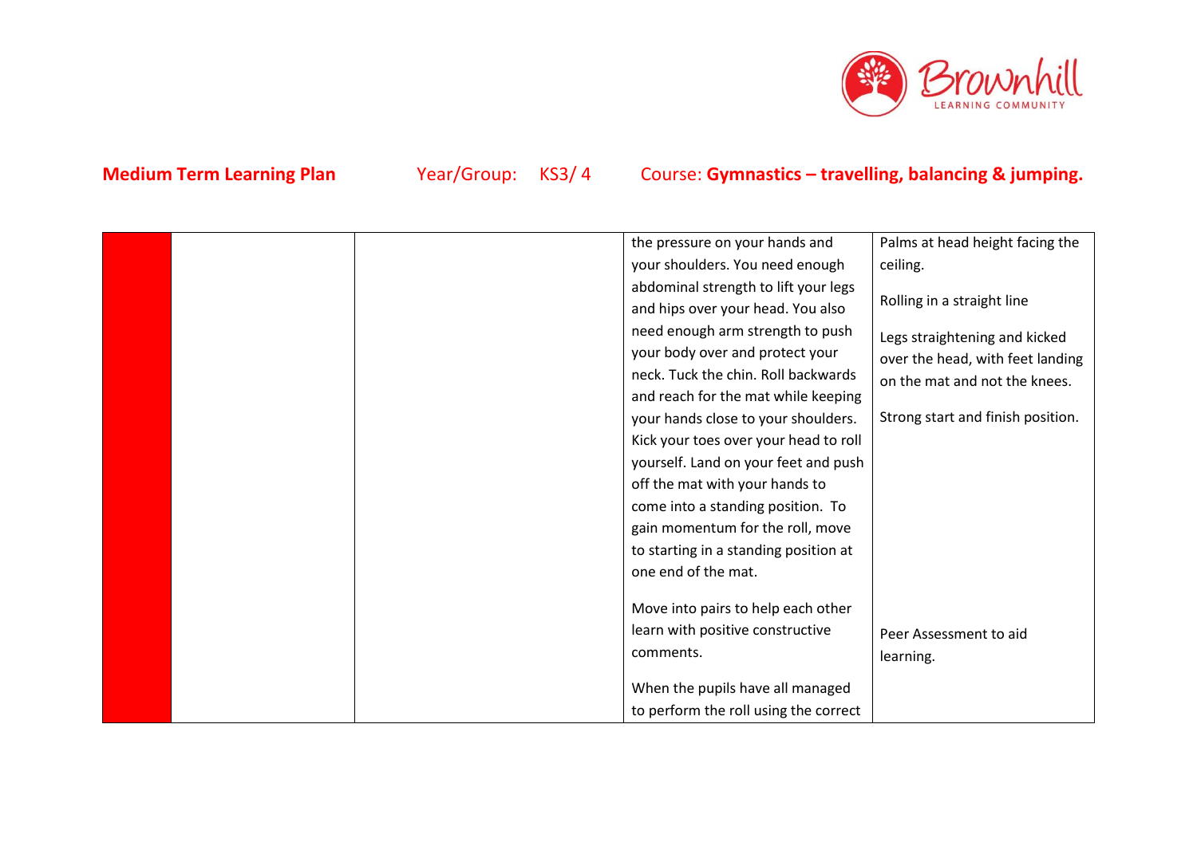**Medium Term Learning Plan** Year/Group: KS3/ 4 Course: **Gymnastics – travelling, balancing & jumping.**

| | | | | |
|---|---|---|---|---|
| | | | the pressure on your hands and your shoulders. You need enough abdominal strength to lift your legs and hips over your head. You also need enough arm strength to push your body over and protect your neck. Tuck the chin. Roll backwards and reach for the mat while keeping your hands close to your shoulders. Kick your toes over your head to roll yourself. Land on your feet and push off the mat with your hands to come into a standing position. To gain momentum for the roll, move to starting in a standing position at one end of the mat.<br><br>Move into pairs to help each other learn with positive constructive comments.<br><br>When the pupils have all managed to perform the roll using the correct | Palms at head height facing the ceiling.<br><br>Rolling in a straight line<br><br>Legs straightening and kicked over the head, with feet landing on the mat and not the knees.<br><br>Strong start and finish position.<br><br>Peer Assessment to aid learning. |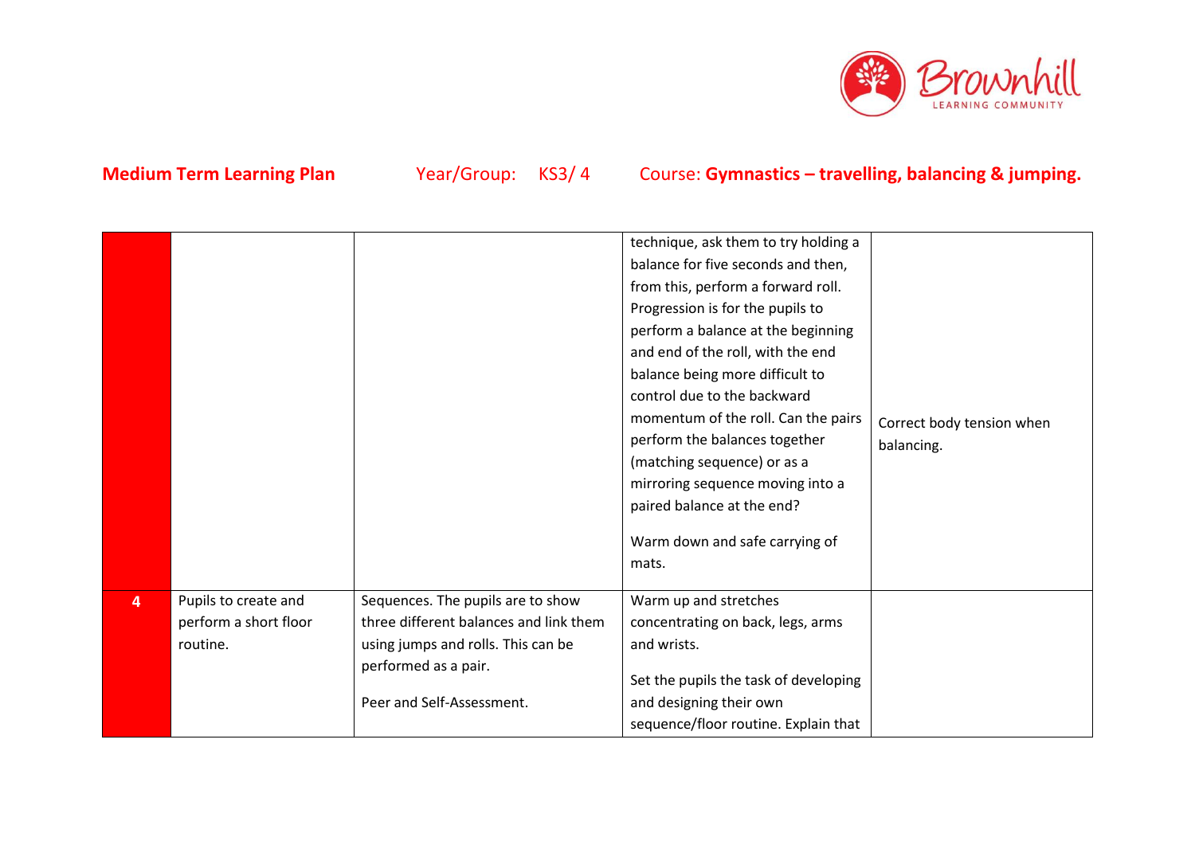**Medium Term Learning Plan** Year/Group: KS3/ 4 Course: **Gymnastics – travelling, balancing & jumping.**

| | | | | |
|---|---|---|---|---|
| | | | technique, ask them to try holding a balance for five seconds and then, from this, perform a forward roll. Progression is for the pupils to perform a balance at the beginning and end of the roll, with the end balance being more difficult to control due to the backward momentum of the roll. Can the pairs perform the balances together (matching sequence) or as a mirroring sequence moving into a paired balance at the end?<br><br>Warm down and safe carrying of mats. | Correct body tension when balancing. |
| **4** | Pupils to create and perform a short floor routine. | Sequences. The pupils are to show three different balances and link them using jumps and rolls. This can be performed as a pair.<br><br>Peer and Self-Assessment. | Warm up and stretches concentrating on back, legs, arms and wrists.<br><br>Set the pupils the task of developing and designing their own sequence/floor routine. Explain that | |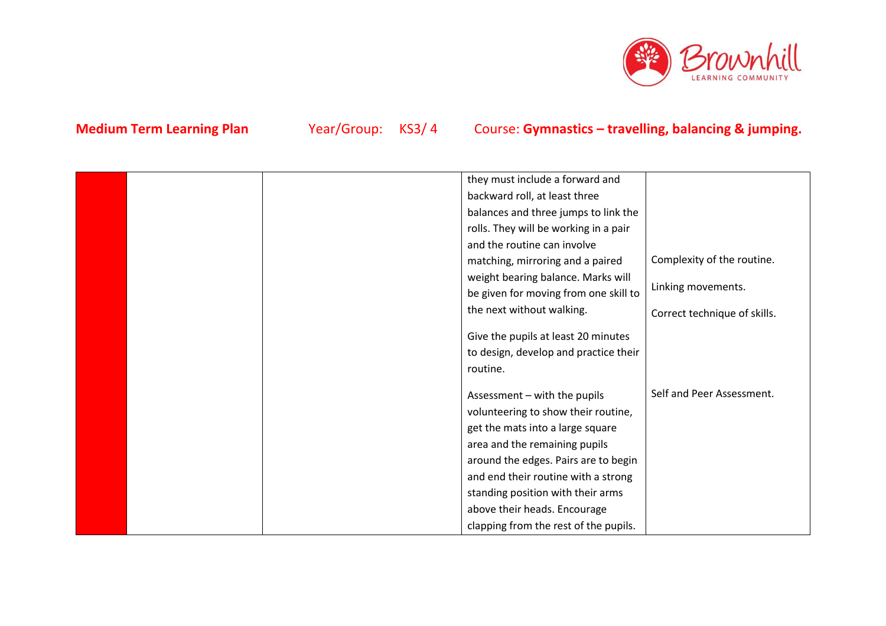**Medium Term Learning Plan** Year/Group: KS3/ 4 Course: **Gymnastics – travelling, balancing & jumping.**

| | | | | |
|---|---|---|---|---|
| | | | they must include a forward and backward roll, at least three balances and three jumps to link the rolls. They will be working in a pair and the routine can involve matching, mirroring and a paired weight bearing balance. Marks will be given for moving from one skill to the next without walking.<br><br>Give the pupils at least 20 minutes to design, develop and practice their routine.<br><br>Assessment – with the pupils volunteering to show their routine, get the mats into a large square area and the remaining pupils around the edges. Pairs are to begin and end their routine with a strong standing position with their arms above their heads. Encourage clapping from the rest of the pupils. | Complexity of the routine.<br><br>Linking movements.<br><br>Correct technique of skills.<br><br>Self and Peer Assessment. |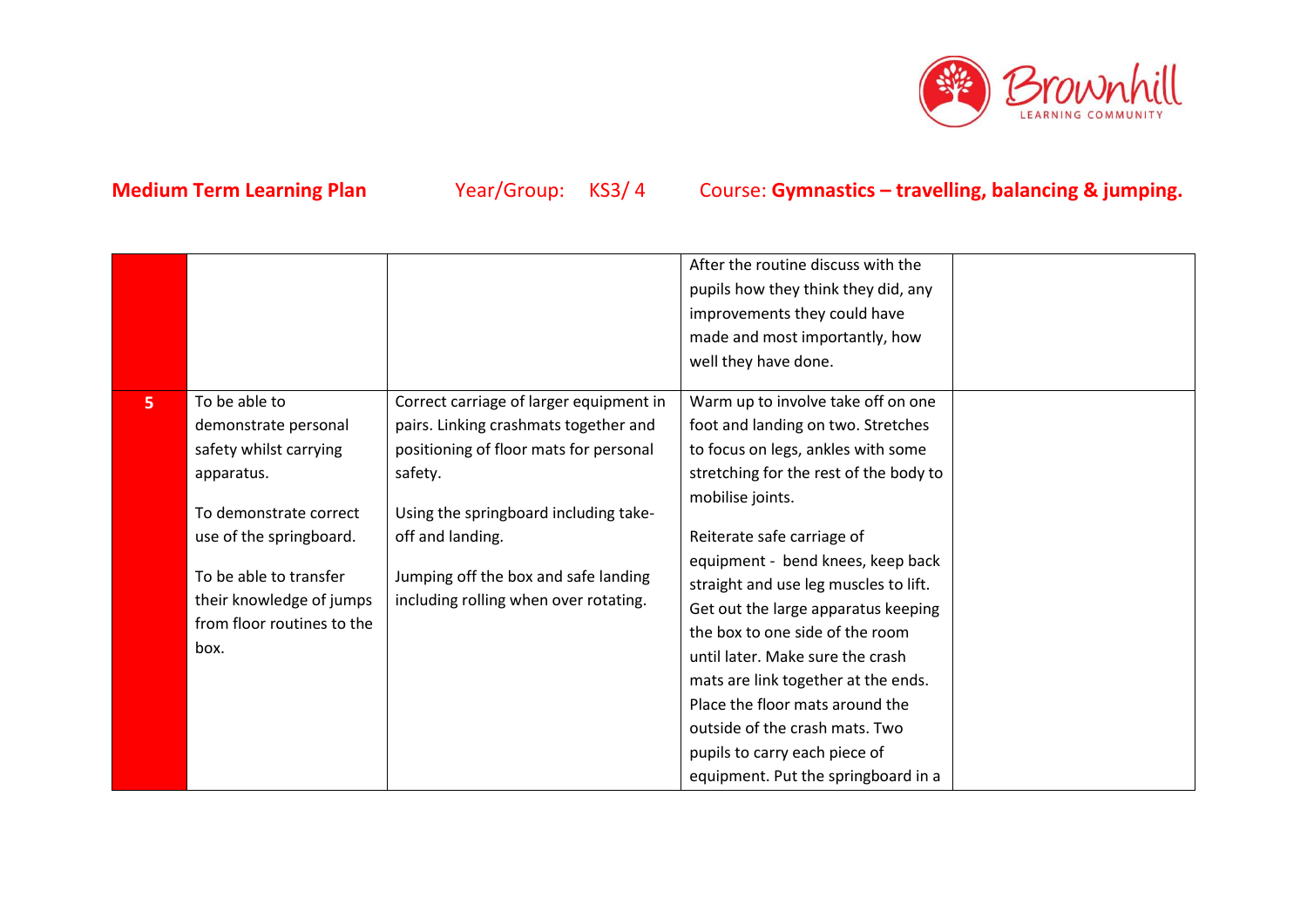**Medium Term Learning Plan** Year/Group: KS3/ 4 Course: **Gymnastics – travelling, balancing & jumping.**

| | | | | |
|---|---|---|---|---|
| | | | After the routine discuss with the pupils how they think they did, any improvements they could have made and most importantly, how well they have done. | |
| 5 | To be able to demonstrate personal safety whilst carrying apparatus.<br><br>To demonstrate correct use of the springboard.<br><br>To be able to transfer their knowledge of jumps from floor routines to the box. | Correct carriage of larger equipment in pairs. Linking crashmats together and positioning of floor mats for personal safety.<br><br>Using the springboard including take-off and landing.<br><br>Jumping off the box and safe landing including rolling when over rotating. | Warm up to involve take off on one foot and landing on two. Stretches to focus on legs, ankles with some stretching for the rest of the body to mobilise joints.<br><br>Reiterate safe carriage of equipment - bend knees, keep back straight and use leg muscles to lift. Get out the large apparatus keeping the box to one side of the room until later. Make sure the crash mats are link together at the ends. Place the floor mats around the outside of the crash mats. Two pupils to carry each piece of equipment. Put the springboard in a | |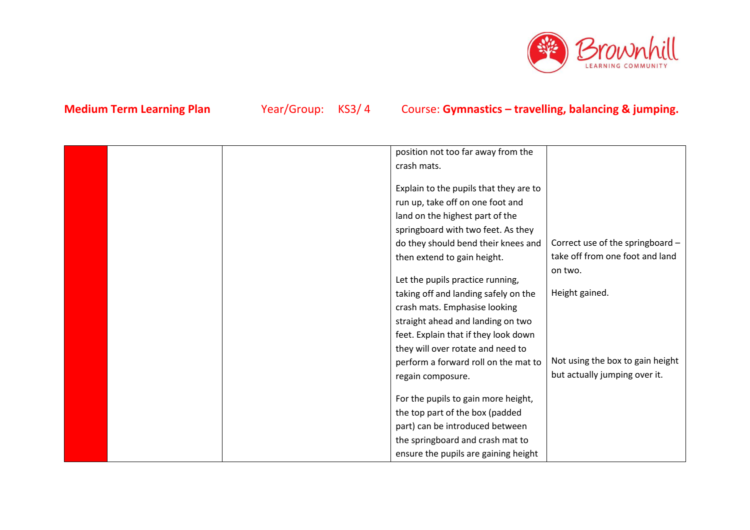**Medium Term Learning Plan** Year/Group: KS3/ 4 Course: **Gymnastics – travelling, balancing & jumping.**

| | | | | |
|---|---|---|---|---|
| | | | position not too far away from the crash mats.<br><br>Explain to the pupils that they are to run up, take off on one foot and land on the highest part of the springboard with two feet. As they do they should bend their knees and then extend to gain height.<br><br>Let the pupils practice running, taking off and landing safely on the crash mats. Emphasise looking straight ahead and landing on two feet. Explain that if they look down they will over rotate and need to perform a forward roll on the mat to regain composure.<br><br>For the pupils to gain more height, the top part of the box (padded part) can be introduced between the springboard and crash mat to ensure the pupils are gaining height | Correct use of the springboard – take off from one foot and land on two.<br><br>Height gained.<br><br>Not using the box to gain height but actually jumping over it. |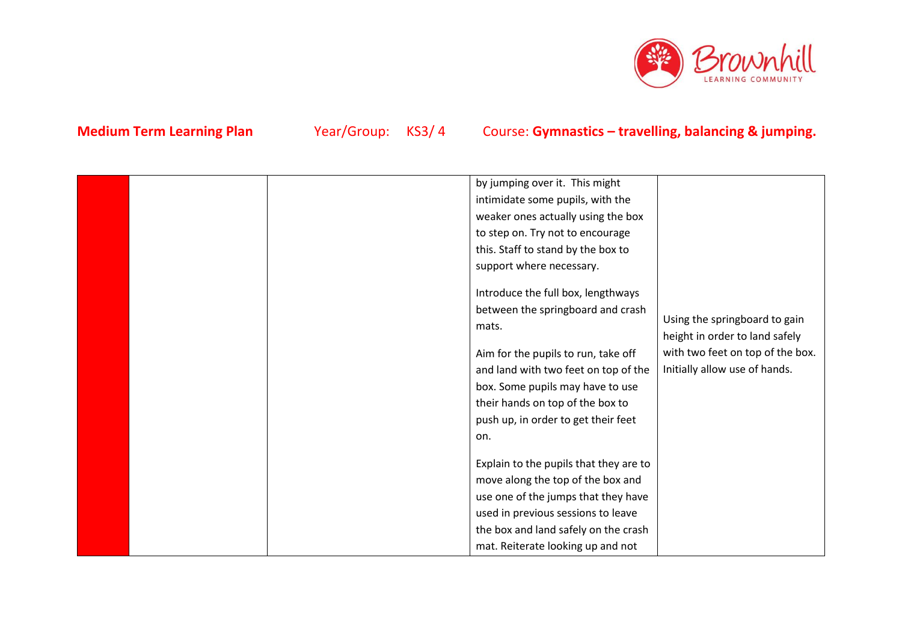**Medium Term Learning Plan** Year/Group: KS3/ 4 Course: **Gymnastics – travelling, balancing & jumping.**

| | | | | |
|---|---|---|---|---|
| | | | by jumping over it. This might intimidate some pupils, with the weaker ones actually using the box to step on. Try not to encourage this. Staff to stand by the box to support where necessary.<br><br>Introduce the full box, lengthways between the springboard and crash mats.<br><br>Aim for the pupils to run, take off and land with two feet on top of the box. Some pupils may have to use their hands on top of the box to push up, in order to get their feet on.<br><br>Explain to the pupils that they are to move along the top of the box and use one of the jumps that they have used in previous sessions to leave the box and land safely on the crash mat. Reiterate looking up and not | Using the springboard to gain height in order to land safely with two feet on top of the box. Initially allow use of hands. |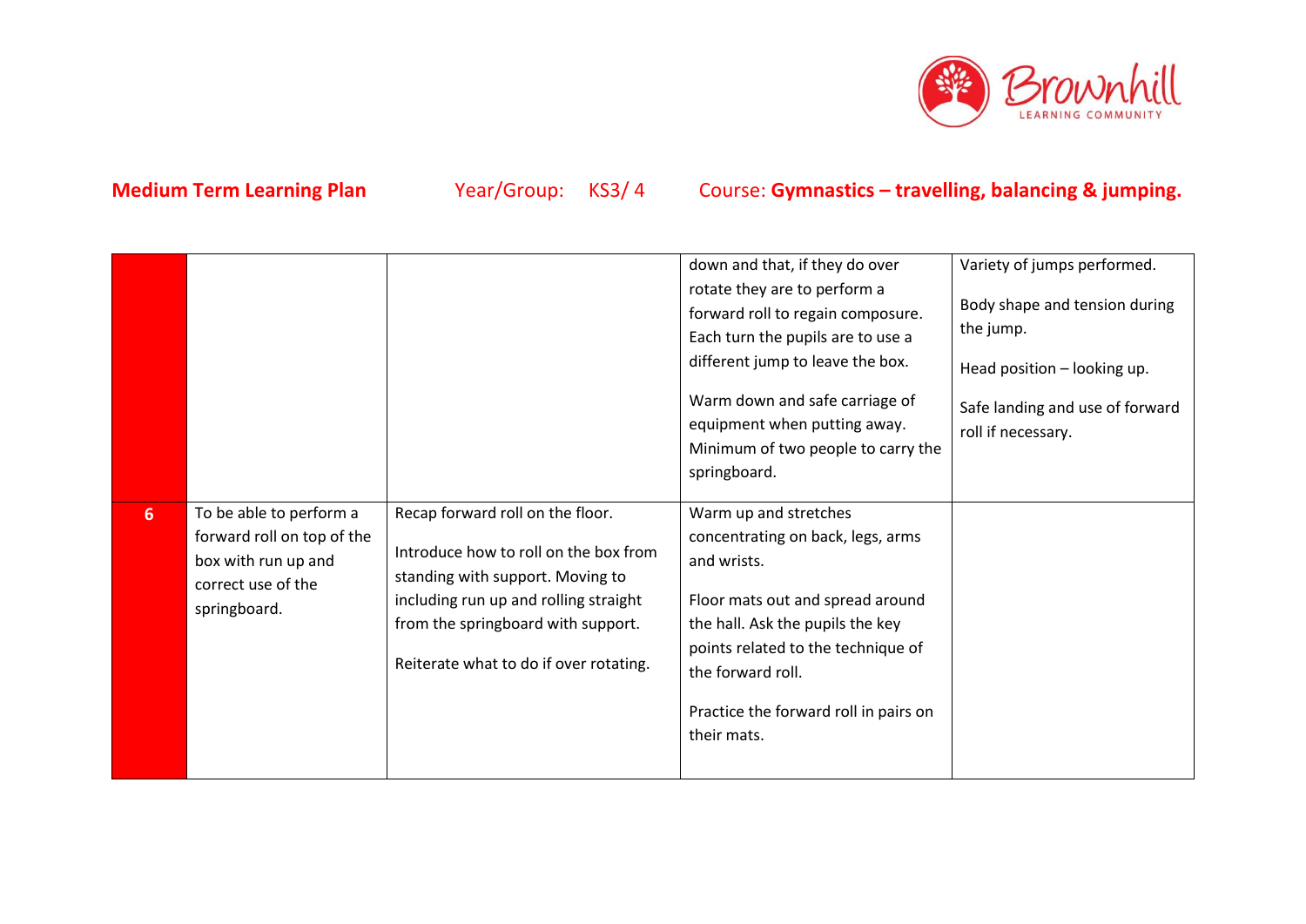**Medium Term Learning Plan** Year/Group: KS3/ 4 Course: **Gymnastics – travelling, balancing & jumping.**

| | | | | |
|---|---|---|---|---|
| | | | down and that, if they do over rotate they are to perform a forward roll to regain composure. Each turn the pupils are to use a different jump to leave the box.<br><br>Warm down and safe carriage of equipment when putting away. Minimum of two people to carry the springboard. | Variety of jumps performed.<br><br>Body shape and tension during the jump.<br><br>Head position – looking up.<br><br>Safe landing and use of forward roll if necessary. |
| **6** | To be able to perform a forward roll on top of the box with run up and correct use of the springboard. | Recap forward roll on the floor.<br><br>Introduce how to roll on the box from standing with support. Moving to including run up and rolling straight from the springboard with support.<br><br>Reiterate what to do if over rotating. | Warm up and stretches concentrating on back, legs, arms and wrists.<br><br>Floor mats out and spread around the hall. Ask the pupils the key points related to the technique of the forward roll.<br><br>Practice the forward roll in pairs on their mats. | |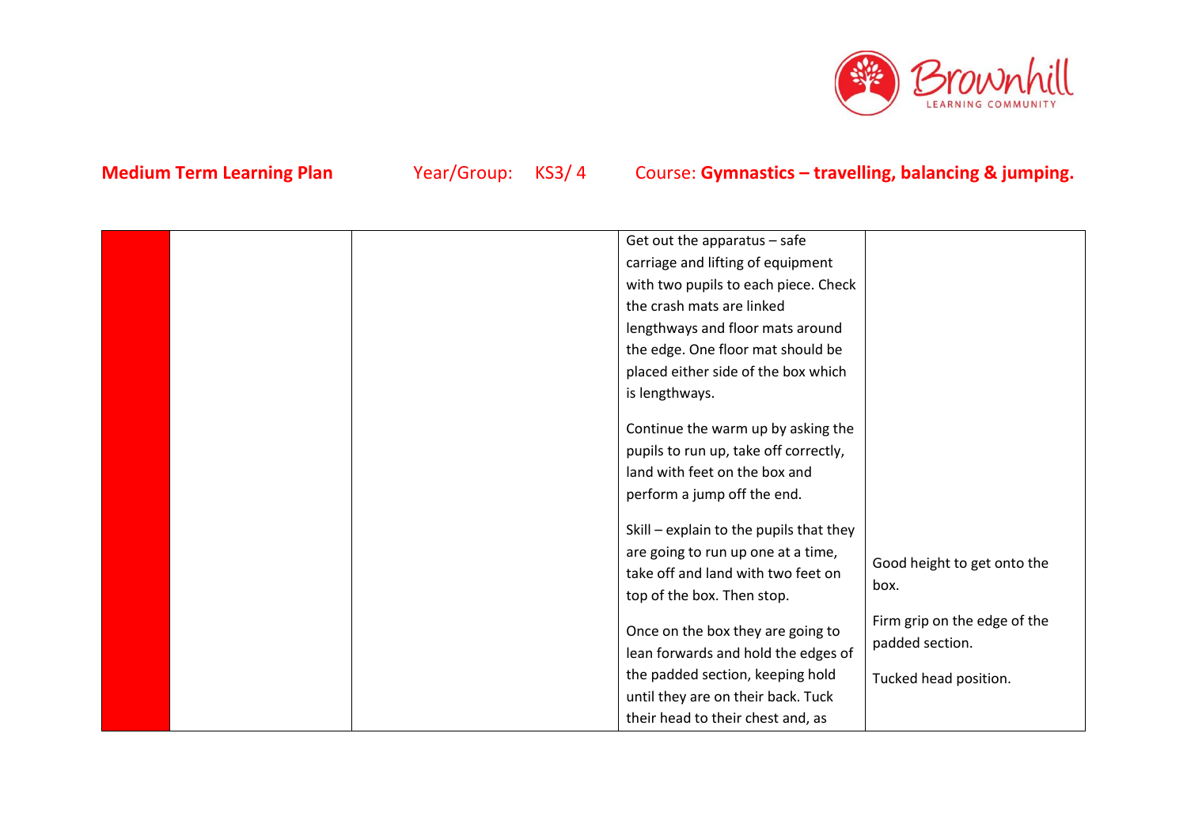**Medium Term Learning Plan** Year/Group: KS3/ 4 Course: **Gymnastics – travelling, balancing & jumping.**

| | | | | |
|---|---|---|---|---|
| | | | Get out the apparatus – safe carriage and lifting of equipment with two pupils to each piece. Check the crash mats are linked lengthways and floor mats around the edge. One floor mat should be placed either side of the box which is lengthways.<br><br>Continue the warm up by asking the pupils to run up, take off correctly, land with feet on the box and perform a jump off the end.<br><br>Skill – explain to the pupils that they are going to run up one at a time, take off and land with two feet on top of the box. Then stop.<br><br>Once on the box they are going to lean forwards and hold the edges of the padded section, keeping hold until they are on their back. Tuck their head to their chest and, as | Good height to get onto the box.<br><br>Firm grip on the edge of the padded section.<br><br>Tucked head position. |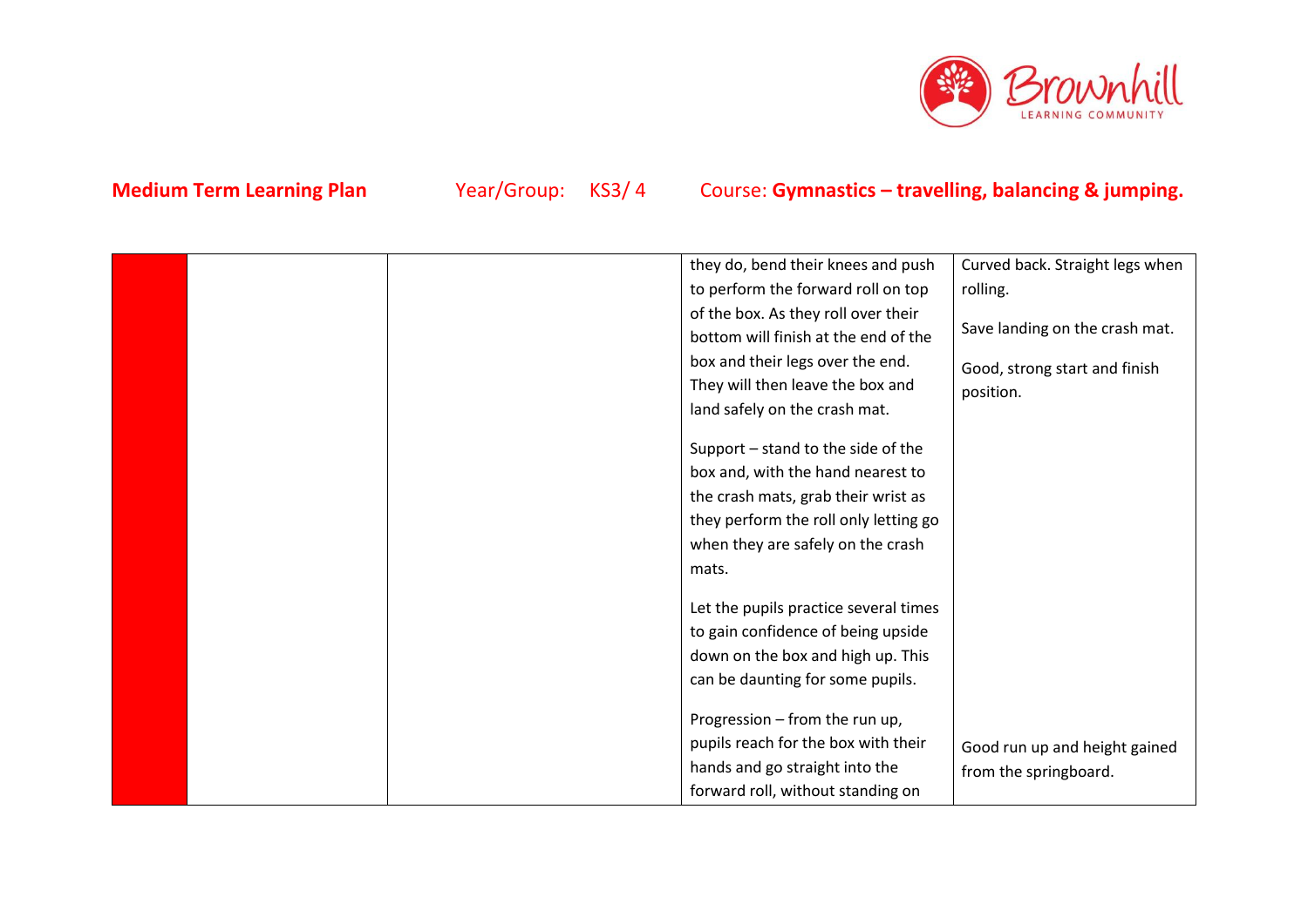**Medium Term Learning Plan** Year/Group: KS3/ 4 Course: **Gymnastics – travelling, balancing & jumping.**

| | | | | |
|---|---|---|---|---|
| | | | they do, bend their knees and push to perform the forward roll on top of the box. As they roll over their bottom will finish at the end of the box and their legs over the end. They will then leave the box and land safely on the crash mat.<br><br>Support – stand to the side of the box and, with the hand nearest to the crash mats, grab their wrist as they perform the roll only letting go when they are safely on the crash mats.<br><br>Let the pupils practice several times to gain confidence of being upside down on the box and high up. This can be daunting for some pupils.<br><br>Progression – from the run up, pupils reach for the box with their hands and go straight into the forward roll, without standing on | Curved back. Straight legs when rolling.<br><br>Save landing on the crash mat.<br><br>Good, strong start and finish position.<br><br>Good run up and height gained from the springboard. |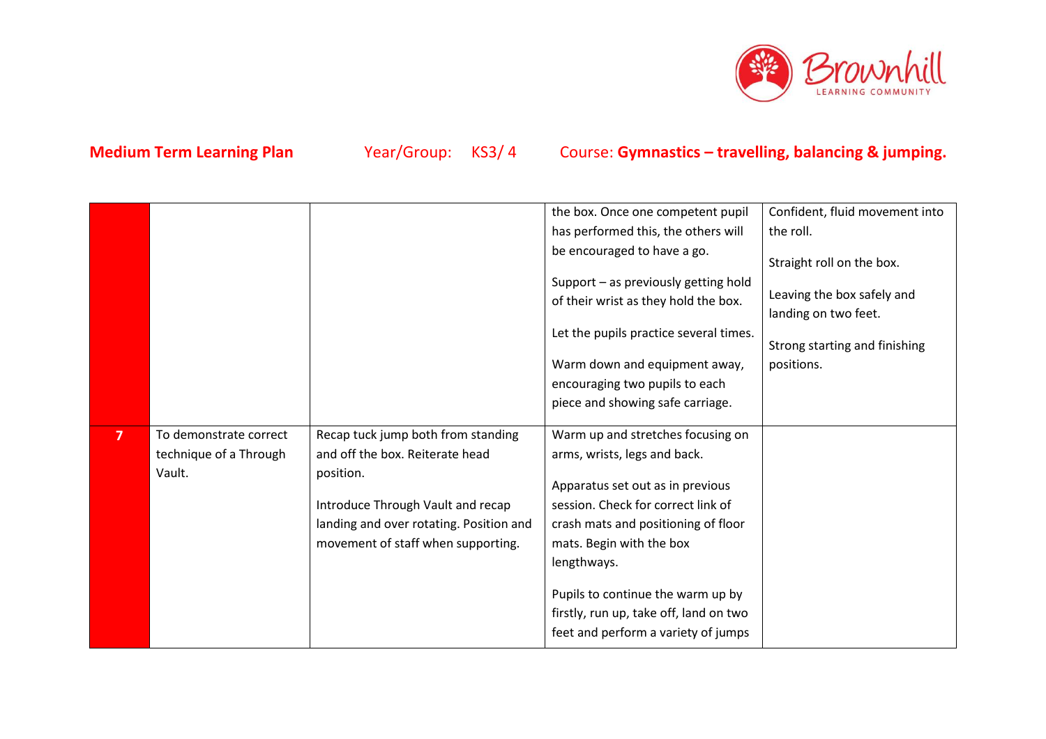**Medium Term Learning Plan** Year/Group: KS3/ 4 Course: **Gymnastics – travelling, balancing & jumping.**

| | | | | |
|---|---|---|---|---|
| | | | the box. Once one competent pupil has performed this, the others will be encouraged to have a go.<br><br>Support – as previously getting hold of their wrist as they hold the box.<br><br>Let the pupils practice several times.<br><br>Warm down and equipment away, encouraging two pupils to each piece and showing safe carriage. | Confident, fluid movement into the roll.<br><br>Straight roll on the box.<br><br>Leaving the box safely and landing on two feet.<br><br>Strong starting and finishing positions. |
| **7** | To demonstrate correct technique of a Through Vault. | Recap tuck jump both from standing and off the box. Reiterate head position.<br><br>Introduce Through Vault and recap landing and over rotating. Position and movement of staff when supporting. | Warm up and stretches focusing on arms, wrists, legs and back.<br><br>Apparatus set out as in previous session. Check for correct link of crash mats and positioning of floor mats. Begin with the box lengthways.<br><br>Pupils to continue the warm up by firstly, run up, take off, land on two feet and perform a variety of jumps | |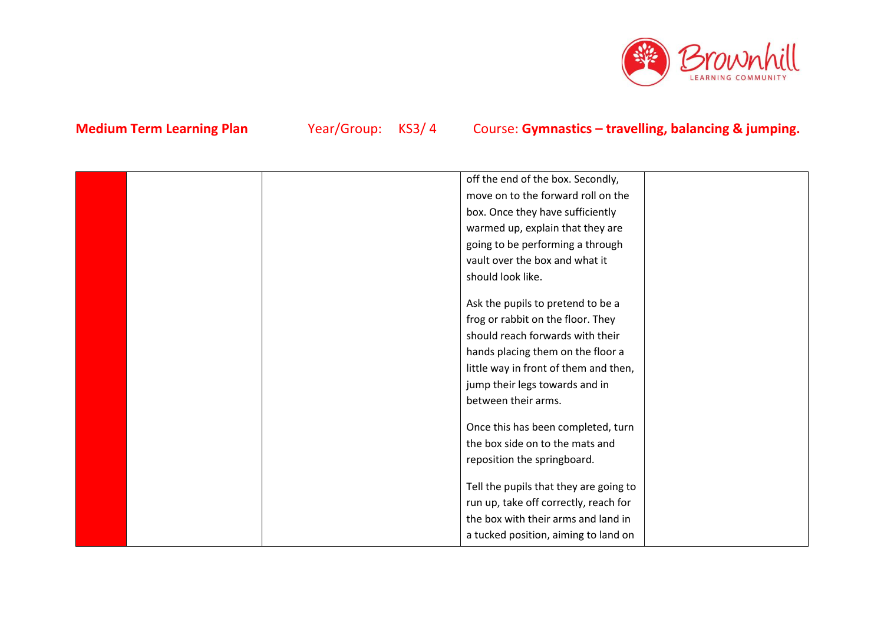**Medium Term Learning Plan** Year/Group: KS3/ 4 Course: **Gymnastics – travelling, balancing & jumping.**

| | | | | |
|---|---|---|---|---|
| | | | off the end of the box. Secondly, move on to the forward roll on the box. Once they have sufficiently warmed up, explain that they are going to be performing a through vault over the box and what it should look like.<br><br>Ask the pupils to pretend to be a frog or rabbit on the floor. They should reach forwards with their hands placing them on the floor a little way in front of them and then, jump their legs towards and in between their arms.<br><br>Once this has been completed, turn the box side on to the mats and reposition the springboard.<br><br>Tell the pupils that they are going to run up, take off correctly, reach for the box with their arms and land in a tucked position, aiming to land on | |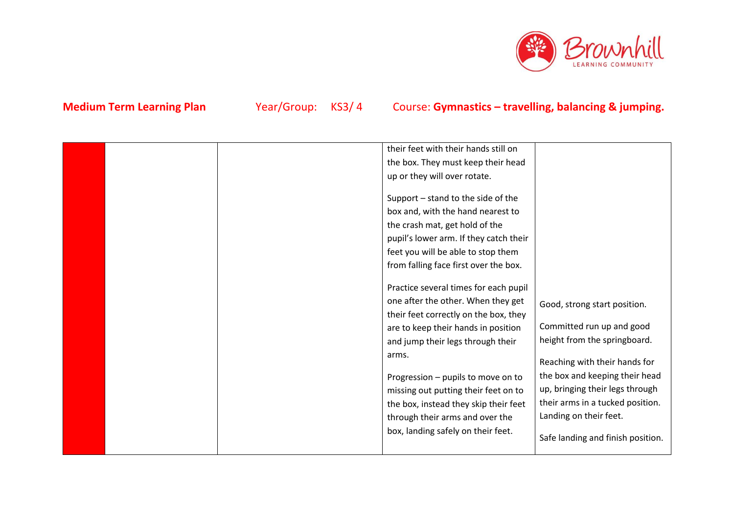**Medium Term Learning Plan** Year/Group: KS3/ 4 Course: **Gymnastics – travelling, balancing & jumping.**

| | | | | |
|---|---|---|---|---|
| | | | their feet with their hands still on the box. They must keep their head up or they will over rotate.<br><br>Support – stand to the side of the box and, with the hand nearest to the crash mat, get hold of the pupil's lower arm. If they catch their feet you will be able to stop them from falling face first over the box.<br><br>Practice several times for each pupil one after the other. When they get their feet correctly on the box, they are to keep their hands in position and jump their legs through their arms.<br><br>Progression – pupils to move on to missing out putting their feet on to the box, instead they skip their feet through their arms and over the box, landing safely on their feet. | Good, strong start position.<br><br>Committed run up and good height from the springboard.<br><br>Reaching with their hands for the box and keeping their head up, bringing their legs through their arms in a tucked position. Landing on their feet.<br><br>Safe landing and finish position. |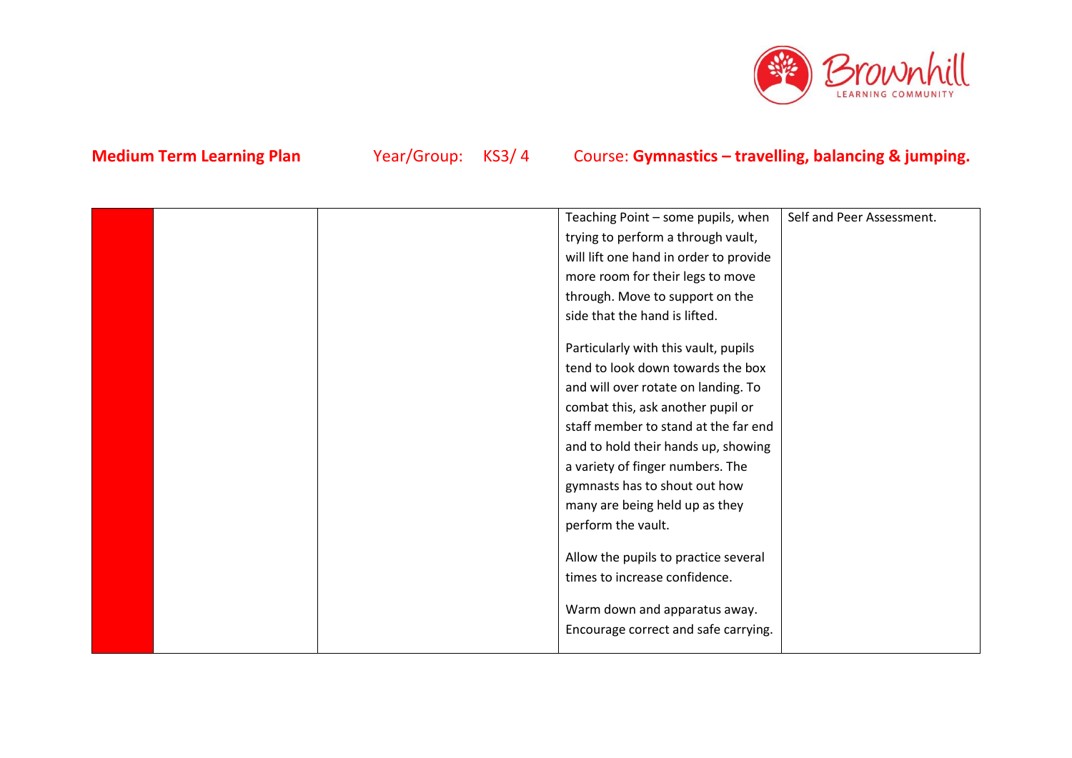**Medium Term Learning Plan** Year/Group: KS3/ 4 Course: **Gymnastics – travelling, balancing & jumping.**

| | | | | |
|---|---|---|---|---|
| | | | Teaching Point – some pupils, when trying to perform a through vault, will lift one hand in order to provide more room for their legs to move through. Move to support on the side that the hand is lifted.<br><br>Particularly with this vault, pupils tend to look down towards the box and will over rotate on landing. To combat this, ask another pupil or staff member to stand at the far end and to hold their hands up, showing a variety of finger numbers. The gymnasts has to shout out how many are being held up as they perform the vault.<br><br>Allow the pupils to practice several times to increase confidence.<br><br>Warm down and apparatus away. Encourage correct and safe carrying. | Self and Peer Assessment. |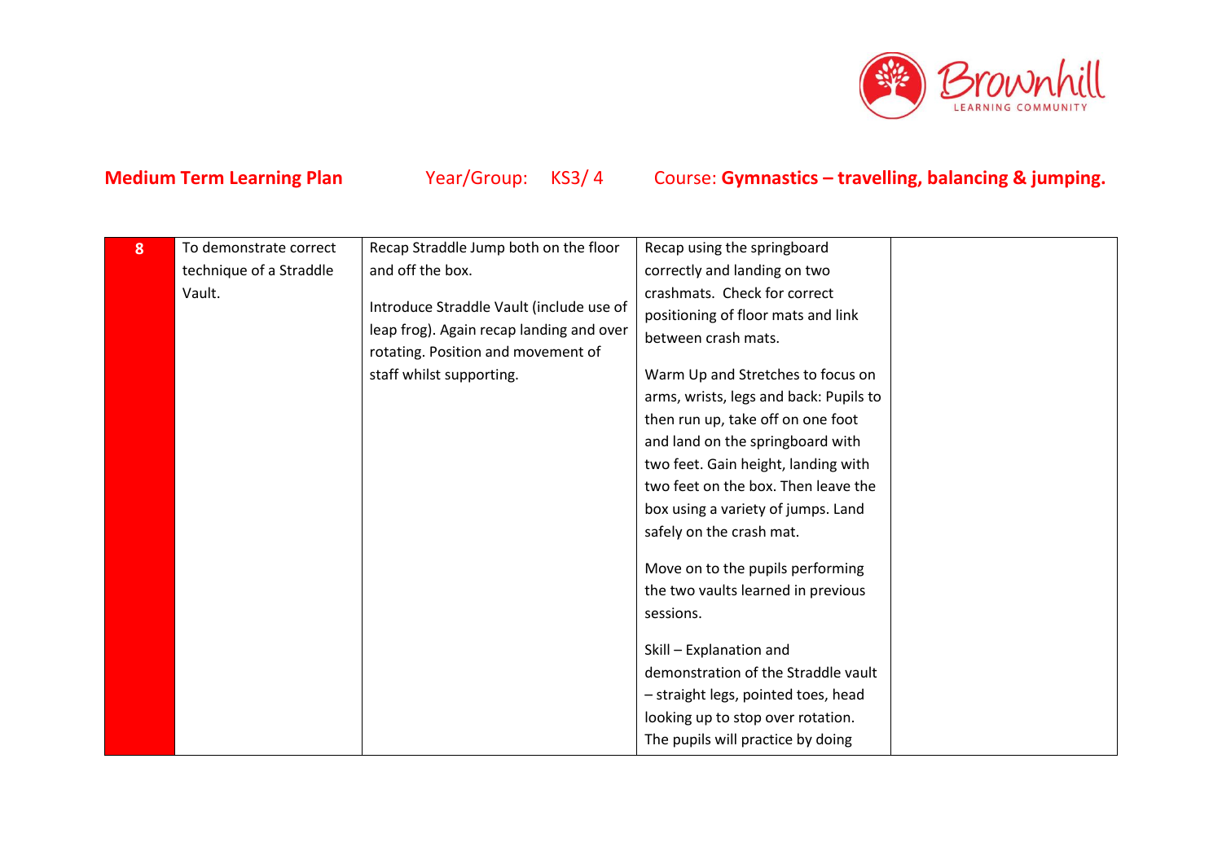**Medium Term Learning Plan** Year/Group: KS3/ 4 Course: **Gymnastics – travelling, balancing & jumping.**

| 8 | To demonstrate correct technique of a Straddle Vault. | Recap Straddle Jump both on the floor and off the box.<br><br>Introduce Straddle Vault (include use of leap frog). Again recap landing and over rotating. Position and movement of staff whilst supporting. | Recap using the springboard correctly and landing on two crashmats. Check for correct positioning of floor mats and link between crash mats.<br><br>Warm Up and Stretches to focus on arms, wrists, legs and back: Pupils to then run up, take off on one foot and land on the springboard with two feet. Gain height, landing with two feet on the box. Then leave the box using a variety of jumps. Land safely on the crash mat.<br><br>Move on to the pupils performing the two vaults learned in previous sessions.<br><br>Skill – Explanation and demonstration of the Straddle vault – straight legs, pointed toes, head looking up to stop over rotation. The pupils will practice by doing | |
|---|---|---|---|---|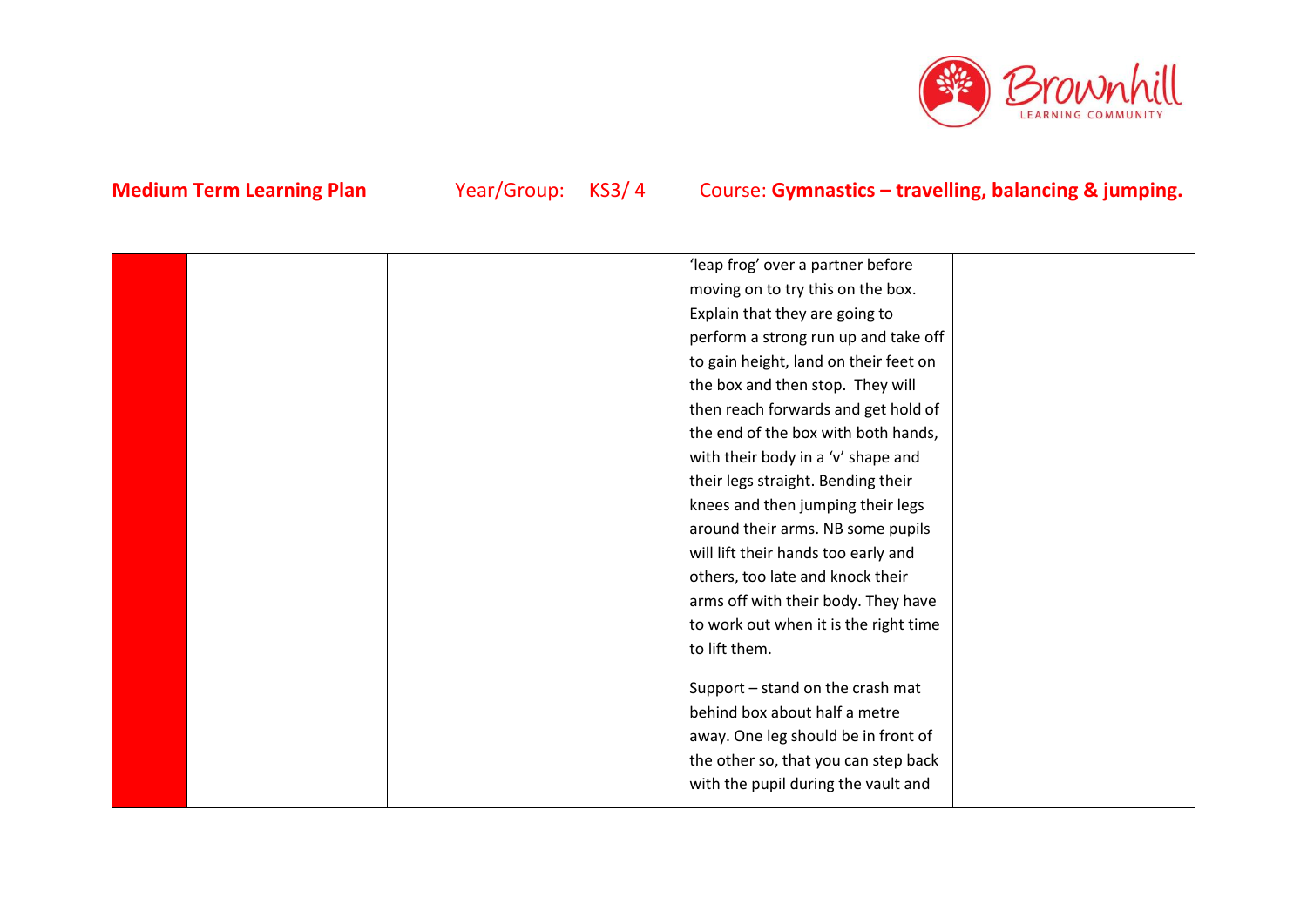**Medium Term Learning Plan** Year/Group: KS3/ 4 Course: **Gymnastics – travelling, balancing & jumping.**

| | | | | |
|---|---|---|---|---|
| | | | 'leap frog' over a partner before moving on to try this on the box. Explain that they are going to perform a strong run up and take off to gain height, land on their feet on the box and then stop. They will then reach forwards and get hold of the end of the box with both hands, with their body in a 'v' shape and their legs straight. Bending their knees and then jumping their legs around their arms. NB some pupils will lift their hands too early and others, too late and knock their arms off with their body. They have to work out when it is the right time to lift them.<br><br>Support – stand on the crash mat behind box about half a metre away. One leg should be in front of the other so, that you can step back with the pupil during the vault and | |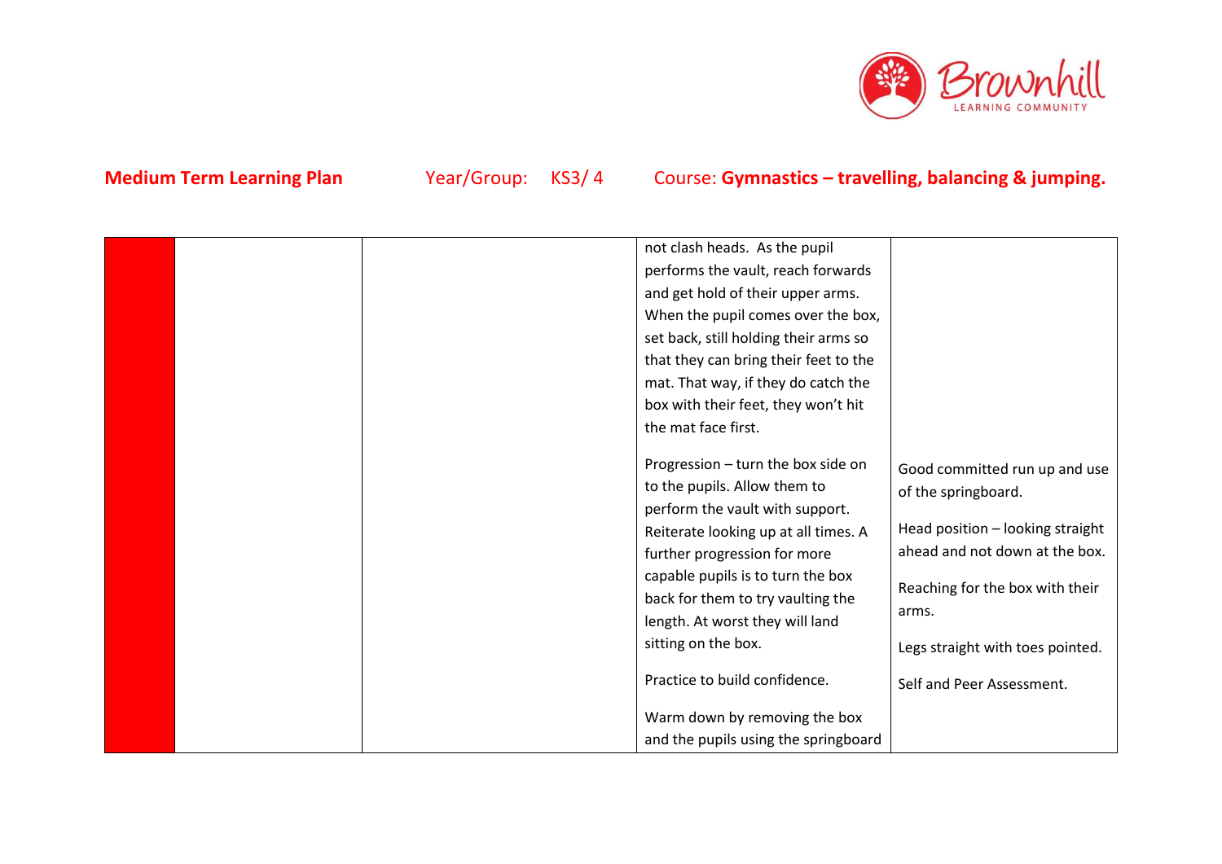| | | | | |
|---|---|---|---|---|
| | | | not clash heads. As the pupil performs the vault, reach forwards and get hold of their upper arms. When the pupil comes over the box, set back, still holding their arms so that they can bring their feet to the mat. That way, if they do catch the box with their feet, they won't hit the mat face first.<br><br>Progression – turn the box side on to the pupils. Allow them to perform the vault with support. Reiterate looking up at all times. A further progression for more capable pupils is to turn the box back for them to try vaulting the length. At worst they will land sitting on the box.<br><br>Practice to build confidence.<br><br>Warm down by removing the box and the pupils using the springboard | Good committed run up and use of the springboard.<br><br>Head position – looking straight ahead and not down at the box.<br><br>Reaching for the box with their arms.<br><br>Legs straight with toes pointed.<br><br>Self and Peer Assessment. |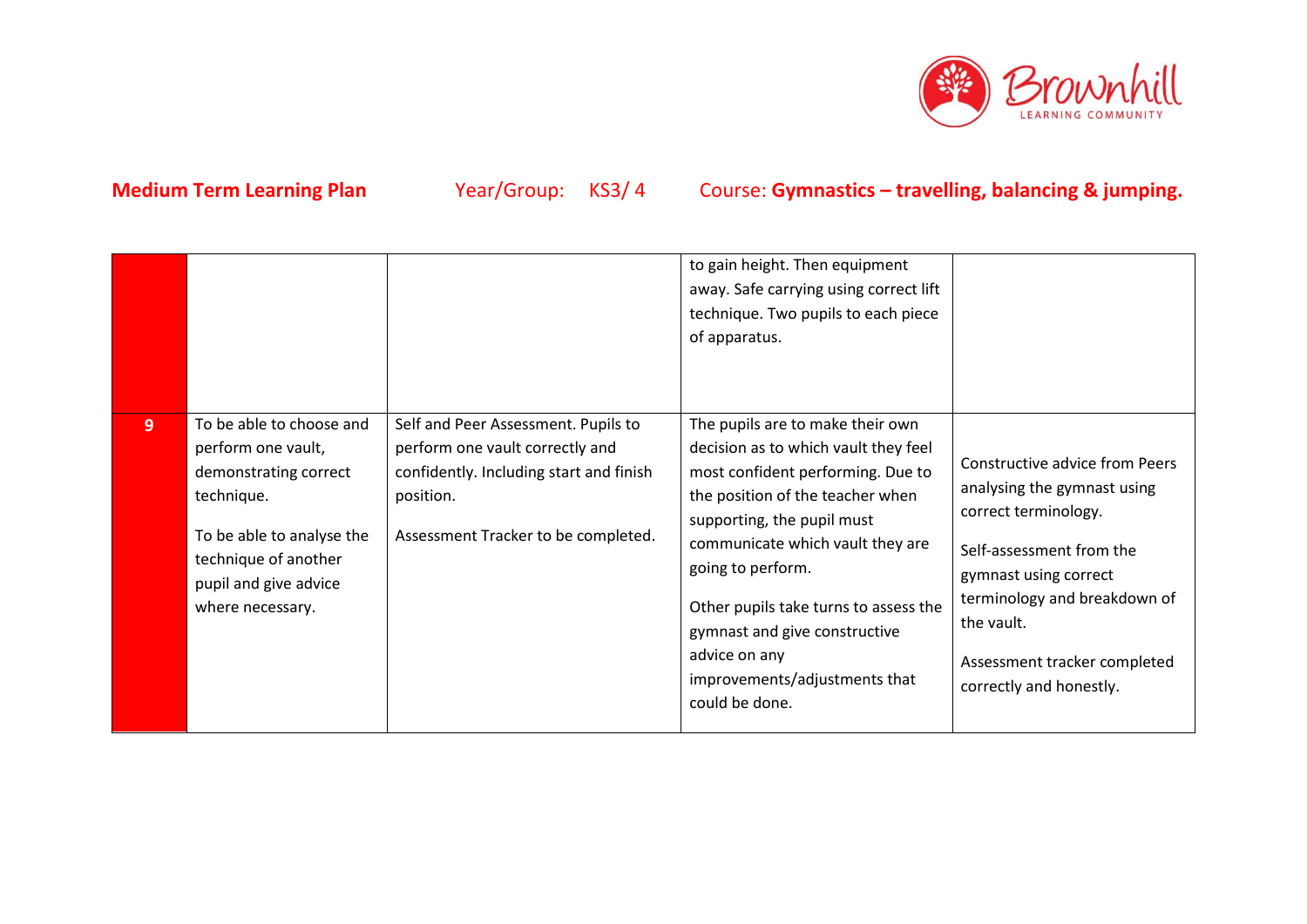**Medium Term Learning Plan** Year/Group: KS3/ 4 Course: **Gymnastics – travelling, balancing & jumping.**

| | | | | |
|---|---|---|---|---|
| | | | to gain height. Then equipment away. Safe carrying using correct lift technique. Two pupils to each piece of apparatus. | |
| **9** | To be able to choose and perform one vault, demonstrating correct technique.<br><br>To be able to analyse the technique of another pupil and give advice where necessary. | Self and Peer Assessment. Pupils to perform one vault correctly and confidently. Including start and finish position.<br><br>Assessment Tracker to be completed. | The pupils are to make their own decision as to which vault they feel most confident performing. Due to the position of the teacher when supporting, the pupil must communicate which vault they are going to perform.<br><br>Other pupils take turns to assess the gymnast and give constructive advice on any improvements/adjustments that could be done. | Constructive advice from Peers analysing the gymnast using correct terminology.<br><br>Self-assessment from the gymnast using correct terminology and breakdown of the vault.<br><br>Assessment tracker completed correctly and honestly. |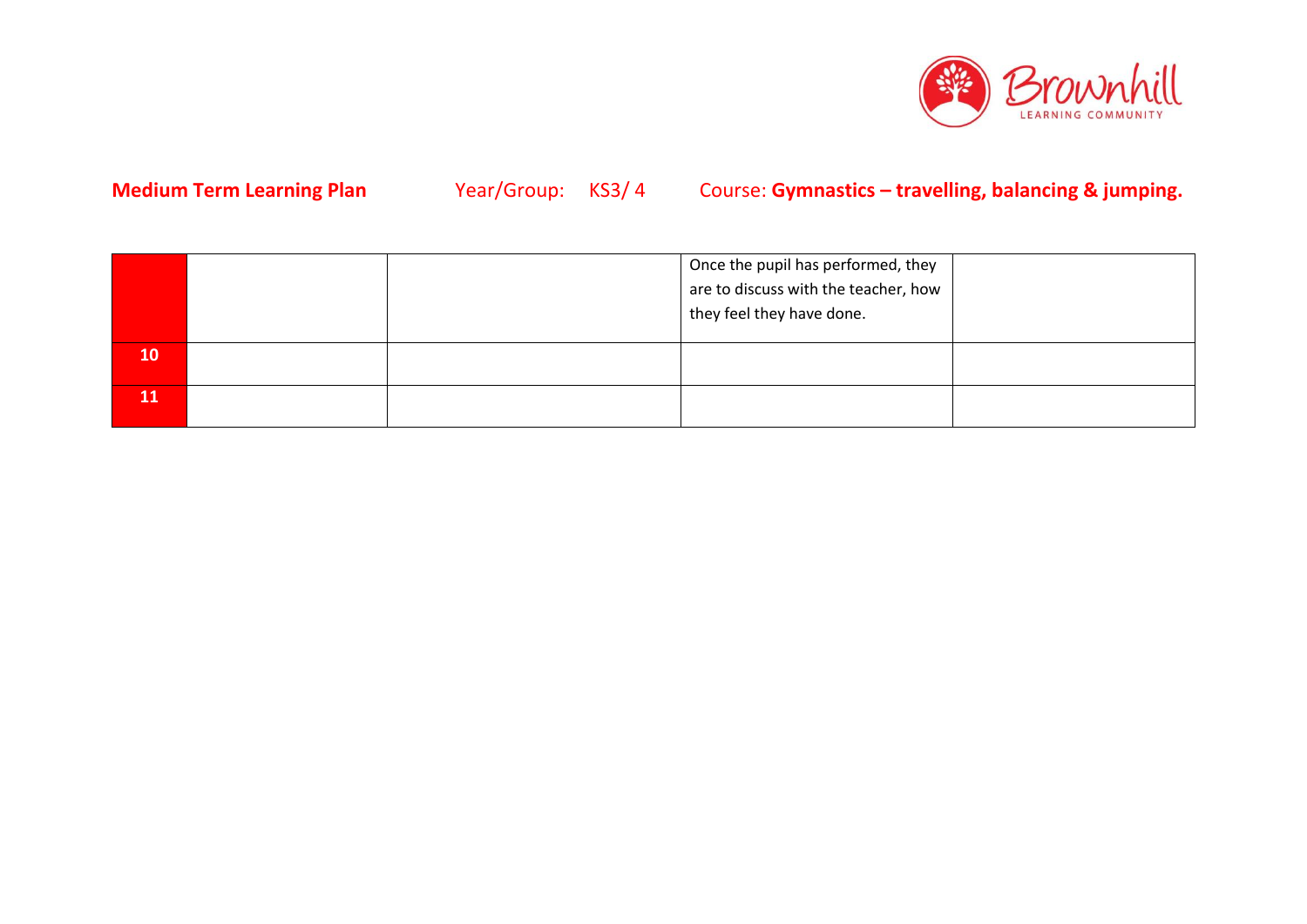**Medium Term Learning Plan** Year/Group: KS3/ 4 Course: **Gymnastics – travelling, balancing & jumping.**

| | | | | |
|---|---|---|---|---|
| | | | Once the pupil has performed, they are to discuss with the teacher, how they feel they have done. | |
| **10** | | | | |
| **11** | | | | |